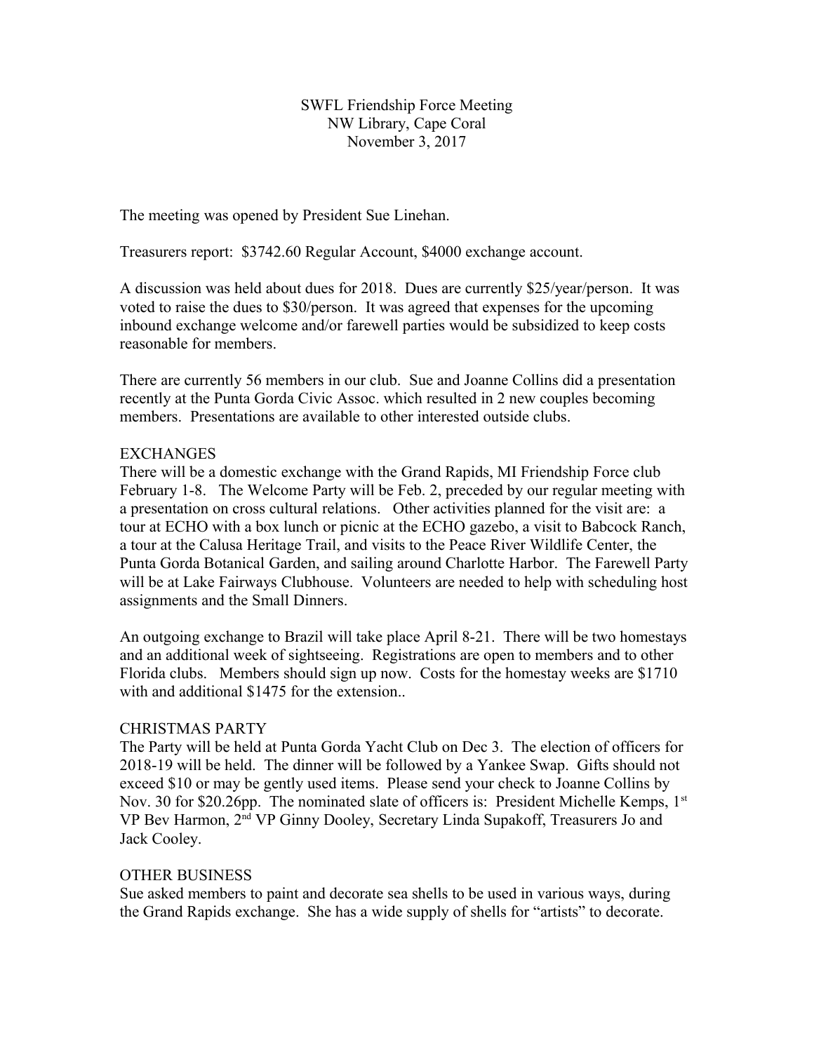SWFL Friendship Force Meeting
NW Library, Cape Coral
November 3, 2017

The meeting was opened by President Sue Linehan.

Treasurers report: $3742.60 Regular Account, $4000 exchange account.

A discussion was held about dues for 2018. Dues are currently $25/year/person. It was voted to raise the dues to $30/person. It was agreed that expenses for the upcoming inbound exchange welcome and/or farewell parties would be subsidized to keep costs reasonable for members.

There are currently 56 members in our club. Sue and Joanne Collins did a presentation recently at the Punta Gorda Civic Assoc. which resulted in 2 new couples becoming members. Presentations are available to other interested outside clubs.

EXCHANGES

There will be a domestic exchange with the Grand Rapids, MI Friendship Force club February 1-8. The Welcome Party will be Feb. 2, preceded by our regular meeting with a presentation on cross cultural relations. Other activities planned for the visit are: a tour at ECHO with a box lunch or picnic at the ECHO gazebo, a visit to Babcock Ranch, a tour at the Calusa Heritage Trail, and visits to the Peace River Wildlife Center, the Punta Gorda Botanical Garden, and sailing around Charlotte Harbor. The Farewell Party will be at Lake Fairways Clubhouse. Volunteers are needed to help with scheduling host assignments and the Small Dinners.

An outgoing exchange to Brazil will take place April 8-21. There will be two homestays and an additional week of sightseeing. Registrations are open to members and to other Florida clubs. Members should sign up now. Costs for the homestay weeks are $1710 with and additional $1475 for the extension..

CHRISTMAS PARTY

The Party will be held at Punta Gorda Yacht Club on Dec 3. The election of officers for 2018-19 will be held. The dinner will be followed by a Yankee Swap. Gifts should not exceed $10 or may be gently used items. Please send your check to Joanne Collins by Nov. 30 for $20.26pp. The nominated slate of officers is: President Michelle Kemps, 1st VP Bev Harmon, 2nd VP Ginny Dooley, Secretary Linda Supakoff, Treasurers Jo and Jack Cooley.

OTHER BUSINESS

Sue asked members to paint and decorate sea shells to be used in various ways, during the Grand Rapids exchange. She has a wide supply of shells for "artists" to decorate.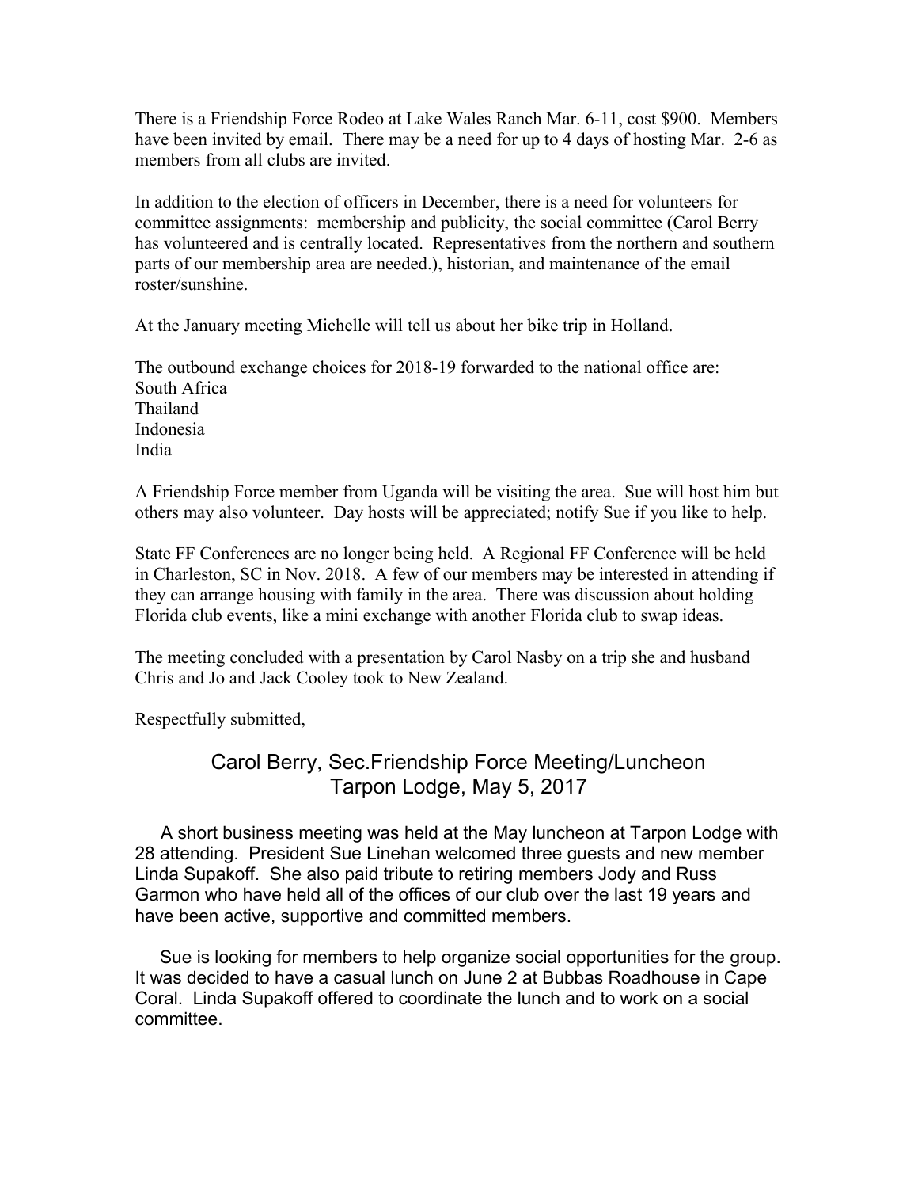There is a Friendship Force Rodeo at Lake Wales Ranch Mar. 6-11, cost $900. Members have been invited by email. There may be a need for up to 4 days of hosting Mar. 2-6 as members from all clubs are invited.

In addition to the election of officers in December, there is a need for volunteers for committee assignments: membership and publicity, the social committee (Carol Berry has volunteered and is centrally located. Representatives from the northern and southern parts of our membership area are needed.), historian, and maintenance of the email roster/sunshine.

At the January meeting Michelle will tell us about her bike trip in Holland.

The outbound exchange choices for 2018-19 forwarded to the national office are:
South Africa
Thailand
Indonesia
India

A Friendship Force member from Uganda will be visiting the area. Sue will host him but others may also volunteer. Day hosts will be appreciated; notify Sue if you like to help.

State FF Conferences are no longer being held. A Regional FF Conference will be held in Charleston, SC in Nov. 2018. A few of our members may be interested in attending if they can arrange housing with family in the area. There was discussion about holding Florida club events, like a mini exchange with another Florida club to swap ideas.

The meeting concluded with a presentation by Carol Nasby on a trip she and husband Chris and Jo and Jack Cooley took to New Zealand.

Respectfully submitted,

Carol Berry, Sec.

## Friendship Force Meeting/Luncheon
## Tarpon Lodge, May 5, 2017

A short business meeting was held at the May luncheon at Tarpon Lodge with 28 attending. President Sue Linehan welcomed three guests and new member Linda Supakoff. She also paid tribute to retiring members Jody and Russ Garmon who have held all of the offices of our club over the last 19 years and have been active, supportive and committed members.

Sue is looking for members to help organize social opportunities for the group. It was decided to have a casual lunch on June 2 at Bubbas Roadhouse in Cape Coral. Linda Supakoff offered to coordinate the lunch and to work on a social committee.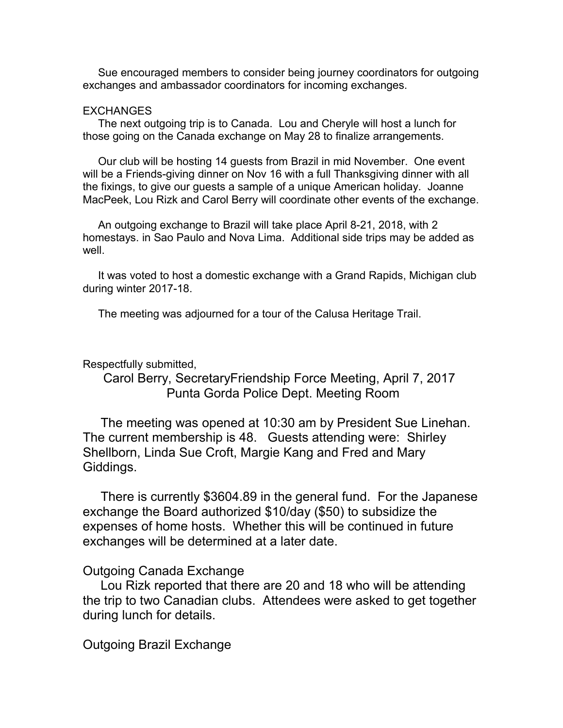Sue encouraged members to consider being journey coordinators for outgoing exchanges and ambassador coordinators for incoming exchanges.

EXCHANGES

The next outgoing trip is to Canada. Lou and Cheryle will host a lunch for those going on the Canada exchange on May 28 to finalize arrangements.

Our club will be hosting 14 guests from Brazil in mid November. One event will be a Friends-giving dinner on Nov 16 with a full Thanksgiving dinner with all the fixings, to give our guests a sample of a unique American holiday. Joanne MacPeek, Lou Rizk and Carol Berry will coordinate other events of the exchange.

An outgoing exchange to Brazil will take place April 8-21, 2018, with 2 homestays. in Sao Paulo and Nova Lima. Additional side trips may be added as well.

It was voted to host a domestic exchange with a Grand Rapids, Michigan club during winter 2017-18.

The meeting was adjourned for a tour of the Calusa Heritage Trail.

Respectfully submitted,

Carol Berry, SecretaryFriendship Force Meeting, April 7, 2017
Punta Gorda Police Dept. Meeting Room

The meeting was opened at 10:30 am by President Sue Linehan. The current membership is 48. Guests attending were: Shirley Shellborn, Linda Sue Croft, Margie Kang and Fred and Mary Giddings.

There is currently $3604.89 in the general fund. For the Japanese exchange the Board authorized $10/day ($50) to subsidize the expenses of home hosts. Whether this will be continued in future exchanges will be determined at a later date.

Outgoing Canada Exchange

Lou Rizk reported that there are 20 and 18 who will be attending the trip to two Canadian clubs. Attendees were asked to get together during lunch for details.

Outgoing Brazil Exchange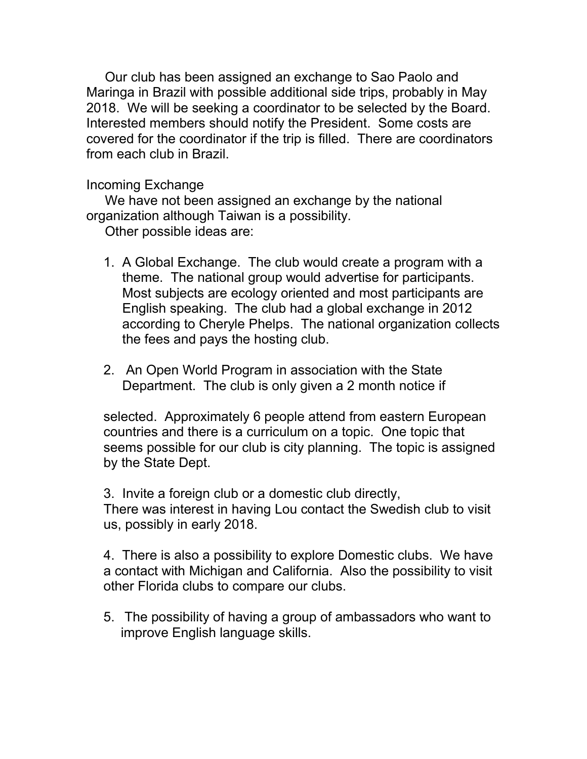Our club has been assigned an exchange to Sao Paolo and Maringa in Brazil with possible additional side trips, probably in May 2018. We will be seeking a coordinator to be selected by the Board. Interested members should notify the President. Some costs are covered for the coordinator if the trip is filled. There are coordinators from each club in Brazil.

Incoming Exchange

We have not been assigned an exchange by the national organization although Taiwan is a possibility.

Other possible ideas are:

1. A Global Exchange. The club would create a program with a theme. The national group would advertise for participants. Most subjects are ecology oriented and most participants are English speaking. The club had a global exchange in 2012 according to Cheryle Phelps. The national organization collects the fees and pays the hosting club.

2. An Open World Program in association with the State Department. The club is only given a 2 month notice if selected. Approximately 6 people attend from eastern European countries and there is a curriculum on a topic. One topic that seems possible for our club is city planning. The topic is assigned by the State Dept.

3. Invite a foreign club or a domestic club directly, There was interest in having Lou contact the Swedish club to visit us, possibly in early 2018.

4. There is also a possibility to explore Domestic clubs. We have a contact with Michigan and California. Also the possibility to visit other Florida clubs to compare our clubs.

5. The possibility of having a group of ambassadors who want to improve English language skills.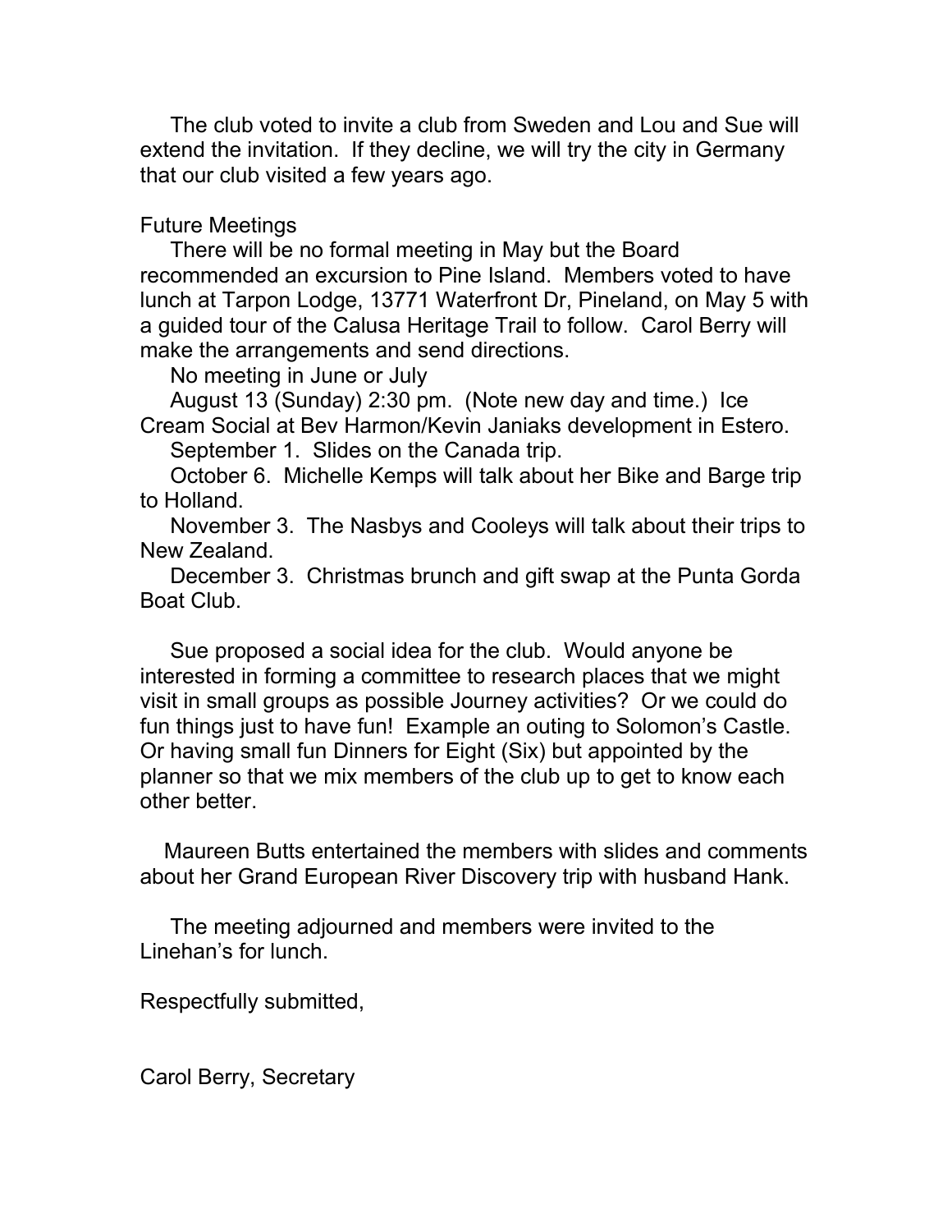The club voted to invite a club from Sweden and Lou and Sue will extend the invitation. If they decline, we will try the city in Germany that our club visited a few years ago.

Future Meetings

There will be no formal meeting in May but the Board recommended an excursion to Pine Island. Members voted to have lunch at Tarpon Lodge, 13771 Waterfront Dr, Pineland, on May 5 with a guided tour of the Calusa Heritage Trail to follow. Carol Berry will make the arrangements and send directions.

No meeting in June or July

August 13 (Sunday) 2:30 pm. (Note new day and time.) Ice Cream Social at Bev Harmon/Kevin Janiaks development in Estero.

September 1. Slides on the Canada trip.

October 6. Michelle Kemps will talk about her Bike and Barge trip to Holland.

November 3. The Nasbys and Cooleys will talk about their trips to New Zealand.

December 3. Christmas brunch and gift swap at the Punta Gorda Boat Club.

Sue proposed a social idea for the club. Would anyone be interested in forming a committee to research places that we might visit in small groups as possible Journey activities? Or we could do fun things just to have fun! Example an outing to Solomon's Castle. Or having small fun Dinners for Eight (Six) but appointed by the planner so that we mix members of the club up to get to know each other better.

Maureen Butts entertained the members with slides and comments about her Grand European River Discovery trip with husband Hank.

The meeting adjourned and members were invited to the Linehan's for lunch.

Respectfully submitted,

Carol Berry, Secretary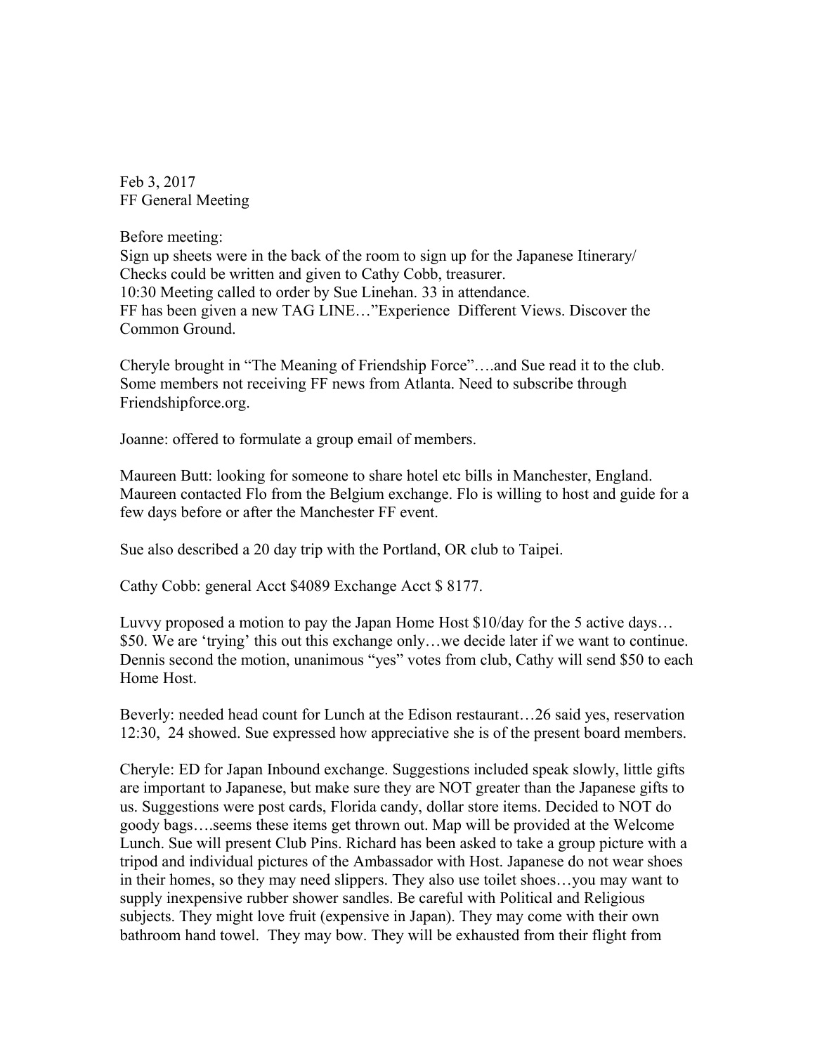Feb 3, 2017
FF General Meeting

Before meeting:
Sign up sheets were in the back of the room to sign up for the Japanese Itinerary/
Checks could be written and given to Cathy Cobb, treasurer.
10:30 Meeting called to order by Sue Linehan. 33 in attendance.
FF has been given a new TAG LINE…"Experience Different Views. Discover the Common Ground.

Cheryle brought in "The Meaning of Friendship Force"….and Sue read it to the club.
Some members not receiving FF news from Atlanta. Need to subscribe through Friendshipforce.org.

Joanne: offered to formulate a group email of members.

Maureen Butt: looking for someone to share hotel etc bills in Manchester, England. Maureen contacted Flo from the Belgium exchange. Flo is willing to host and guide for a few days before or after the Manchester FF event.

Sue also described a 20 day trip with the Portland, OR club to Taipei.

Cathy Cobb: general Acct $4089 Exchange Acct $ 8177.

Luvvy proposed a motion to pay the Japan Home Host $10/day for the 5 active days… $50. We are 'trying' this out this exchange only…we decide later if we want to continue. Dennis second the motion, unanimous "yes" votes from club, Cathy will send $50 to each Home Host.

Beverly: needed head count for Lunch at the Edison restaurant…26 said yes, reservation 12:30, 24 showed. Sue expressed how appreciative she is of the present board members.

Cheryle: ED for Japan Inbound exchange. Suggestions included speak slowly, little gifts are important to Japanese, but make sure they are NOT greater than the Japanese gifts to us. Suggestions were post cards, Florida candy, dollar store items. Decided to NOT do goody bags….seems these items get thrown out. Map will be provided at the Welcome Lunch. Sue will present Club Pins. Richard has been asked to take a group picture with a tripod and individual pictures of the Ambassador with Host. Japanese do not wear shoes in their homes, so they may need slippers. They also use toilet shoes…you may want to supply inexpensive rubber shower sandles. Be careful with Political and Religious subjects. They might love fruit (expensive in Japan). They may come with their own bathroom hand towel. They may bow. They will be exhausted from their flight from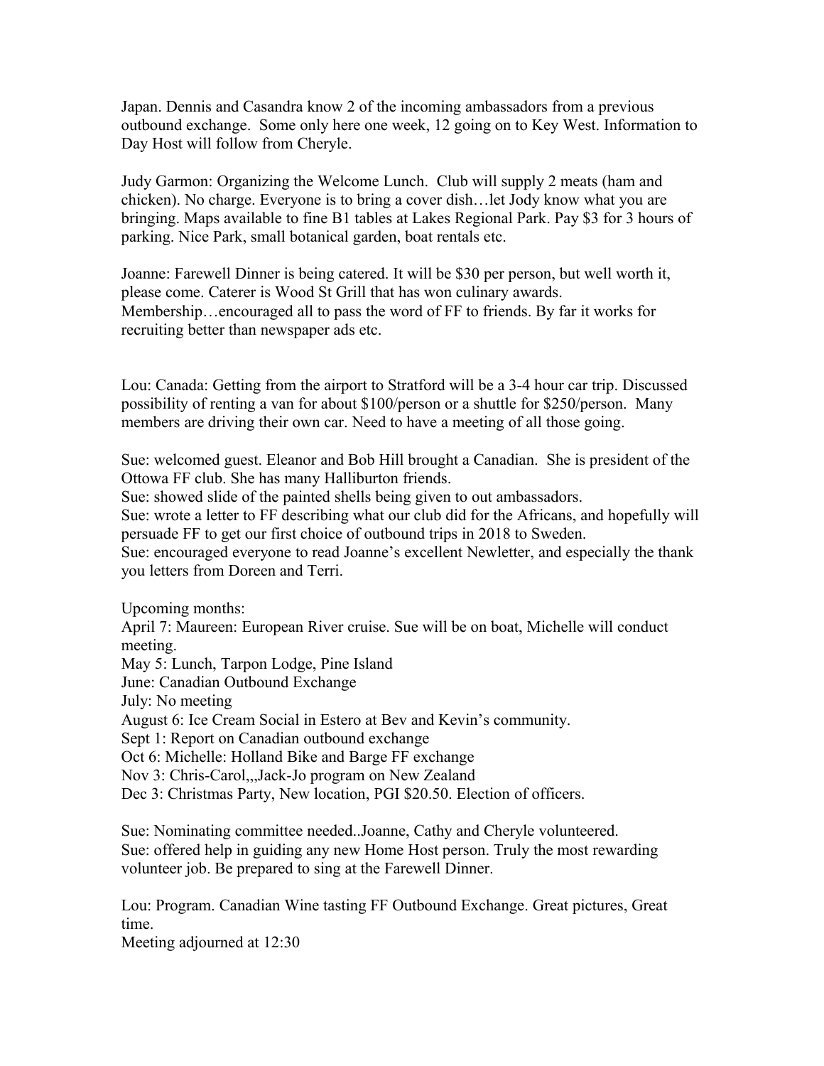Japan. Dennis and Casandra know 2 of the incoming ambassadors from a previous outbound exchange. Some only here one week, 12 going on to Key West. Information to Day Host will follow from Cheryle.

Judy Garmon: Organizing the Welcome Lunch. Club will supply 2 meats (ham and chicken). No charge. Everyone is to bring a cover dish…let Jody know what you are bringing. Maps available to fine B1 tables at Lakes Regional Park. Pay $3 for 3 hours of parking. Nice Park, small botanical garden, boat rentals etc.

Joanne: Farewell Dinner is being catered. It will be $30 per person, but well worth it, please come. Caterer is Wood St Grill that has won culinary awards. Membership…encouraged all to pass the word of FF to friends. By far it works for recruiting better than newspaper ads etc.

Lou: Canada: Getting from the airport to Stratford will be a 3-4 hour car trip. Discussed possibility of renting a van for about $100/person or a shuttle for $250/person. Many members are driving their own car. Need to have a meeting of all those going.

Sue: welcomed guest. Eleanor and Bob Hill brought a Canadian. She is president of the Ottowa FF club. She has many Halliburton friends.
Sue: showed slide of the painted shells being given to out ambassadors.
Sue: wrote a letter to FF describing what our club did for the Africans, and hopefully will persuade FF to get our first choice of outbound trips in 2018 to Sweden.
Sue: encouraged everyone to read Joanne's excellent Newletter, and especially the thank you letters from Doreen and Terri.

Upcoming months:
April 7: Maureen: European River cruise. Sue will be on boat, Michelle will conduct meeting.
May 5: Lunch, Tarpon Lodge, Pine Island
June: Canadian Outbound Exchange
July: No meeting
August 6: Ice Cream Social in Estero at Bev and Kevin's community.
Sept 1: Report on Canadian outbound exchange
Oct 6: Michelle: Holland Bike and Barge FF exchange
Nov 3: Chris-Carol,,,Jack-Jo program on New Zealand
Dec 3: Christmas Party, New location, PGI $20.50. Election of officers.

Sue: Nominating committee needed..Joanne, Cathy and Cheryle volunteered.
Sue: offered help in guiding any new Home Host person. Truly the most rewarding volunteer job. Be prepared to sing at the Farewell Dinner.

Lou: Program. Canadian Wine tasting FF Outbound Exchange. Great pictures, Great time.
Meeting adjourned at 12:30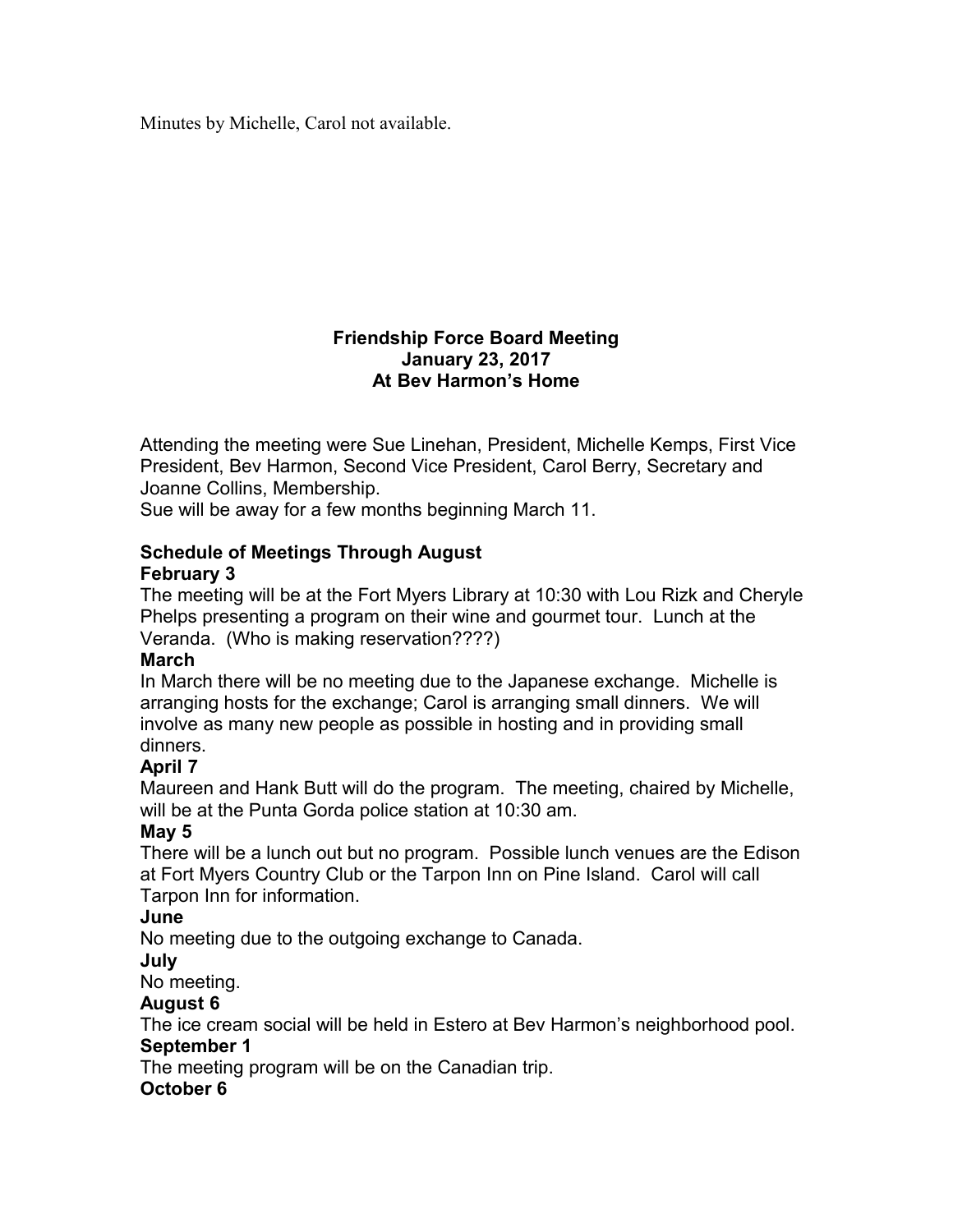Minutes by Michelle, Carol not available.

# Friendship Force Board Meeting
## January 23, 2017
## At Bev Harmon's Home

Attending the meeting were Sue Linehan, President, Michelle Kemps, First Vice President, Bev Harmon, Second Vice President, Carol Berry, Secretary and Joanne Collins, Membership.

Sue will be away for a few months beginning March 11.

### Schedule of Meetings Through August

**February 3**

The meeting will be at the Fort Myers Library at 10:30 with Lou Rizk and Cheryle Phelps presenting a program on their wine and gourmet tour. Lunch at the Veranda. (Who is making reservation????)

**March**

In March there will be no meeting due to the Japanese exchange. Michelle is arranging hosts for the exchange; Carol is arranging small dinners. We will involve as many new people as possible in hosting and in providing small dinners.

**April 7**

Maureen and Hank Butt will do the program. The meeting, chaired by Michelle, will be at the Punta Gorda police station at 10:30 am.

**May 5**

There will be a lunch out but no program. Possible lunch venues are the Edison at Fort Myers Country Club or the Tarpon Inn on Pine Island. Carol will call Tarpon Inn for information.

**June**

No meeting due to the outgoing exchange to Canada.

**July**

No meeting.

**August 6**

The ice cream social will be held in Estero at Bev Harmon's neighborhood pool.

**September 1**

The meeting program will be on the Canadian trip.

**October 6**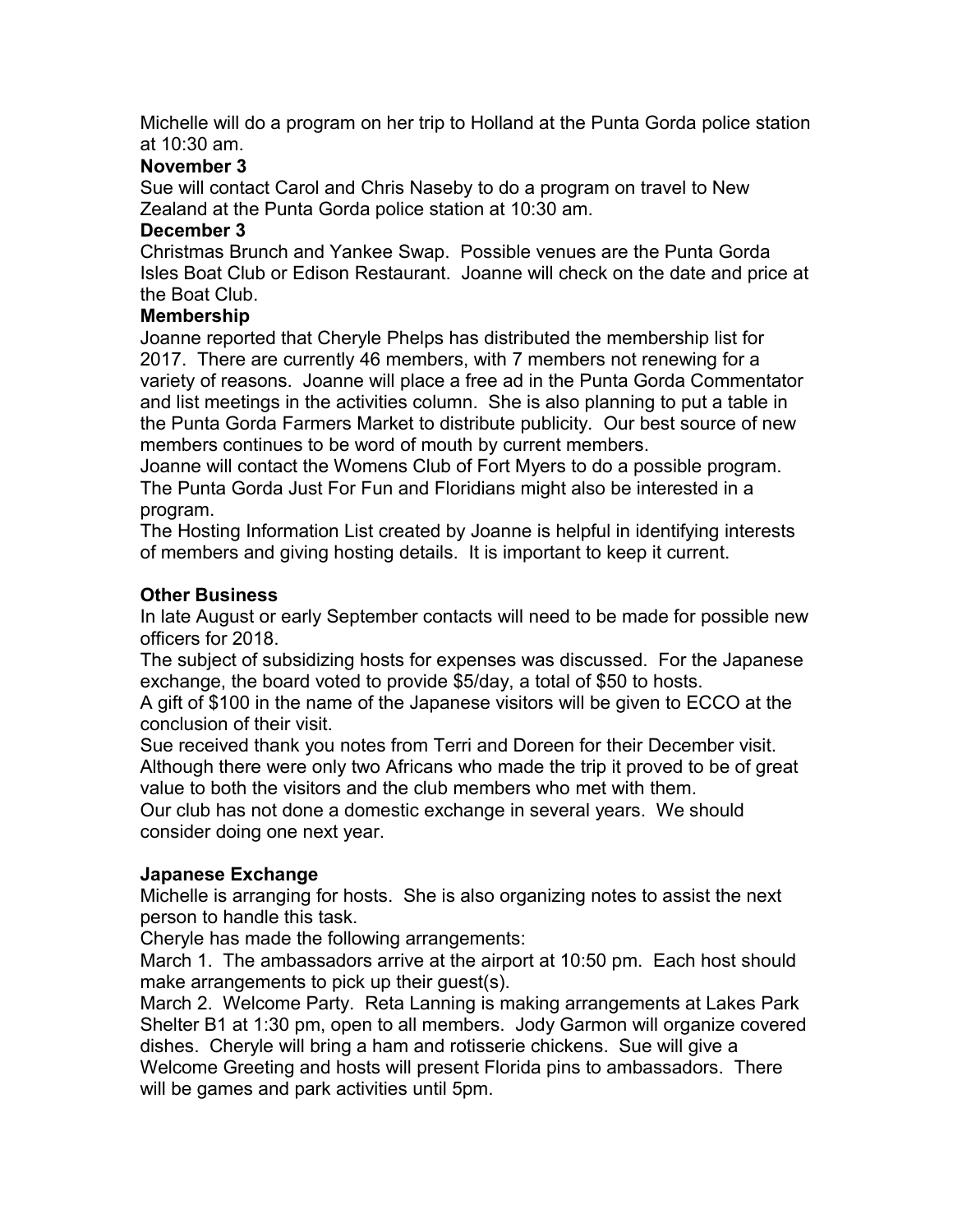Michelle will do a program on her trip to Holland at the Punta Gorda police station at 10:30 am.

**November 3**

Sue will contact Carol and Chris Naseby to do a program on travel to New Zealand at the Punta Gorda police station at 10:30 am.

**December 3**

Christmas Brunch and Yankee Swap. Possible venues are the Punta Gorda Isles Boat Club or Edison Restaurant. Joanne will check on the date and price at the Boat Club.

**Membership**

Joanne reported that Cheryle Phelps has distributed the membership list for 2017. There are currently 46 members, with 7 members not renewing for a variety of reasons. Joanne will place a free ad in the Punta Gorda Commentator and list meetings in the activities column. She is also planning to put a table in the Punta Gorda Farmers Market to distribute publicity. Our best source of new members continues to be word of mouth by current members.

Joanne will contact the Womens Club of Fort Myers to do a possible program. The Punta Gorda Just For Fun and Floridians might also be interested in a program.

The Hosting Information List created by Joanne is helpful in identifying interests of members and giving hosting details. It is important to keep it current.

**Other Business**

In late August or early September contacts will need to be made for possible new officers for 2018.

The subject of subsidizing hosts for expenses was discussed. For the Japanese exchange, the board voted to provide $5/day, a total of $50 to hosts.

A gift of $100 in the name of the Japanese visitors will be given to ECCO at the conclusion of their visit.

Sue received thank you notes from Terri and Doreen for their December visit. Although there were only two Africans who made the trip it proved to be of great value to both the visitors and the club members who met with them.

Our club has not done a domestic exchange in several years. We should consider doing one next year.

**Japanese Exchange**

Michelle is arranging for hosts. She is also organizing notes to assist the next person to handle this task.

Cheryle has made the following arrangements:

March 1. The ambassadors arrive at the airport at 10:50 pm. Each host should make arrangements to pick up their guest(s).

March 2. Welcome Party. Reta Lanning is making arrangements at Lakes Park Shelter B1 at 1:30 pm, open to all members. Jody Garmon will organize covered dishes. Cheryle will bring a ham and rotisserie chickens. Sue will give a Welcome Greeting and hosts will present Florida pins to ambassadors. There will be games and park activities until 5pm.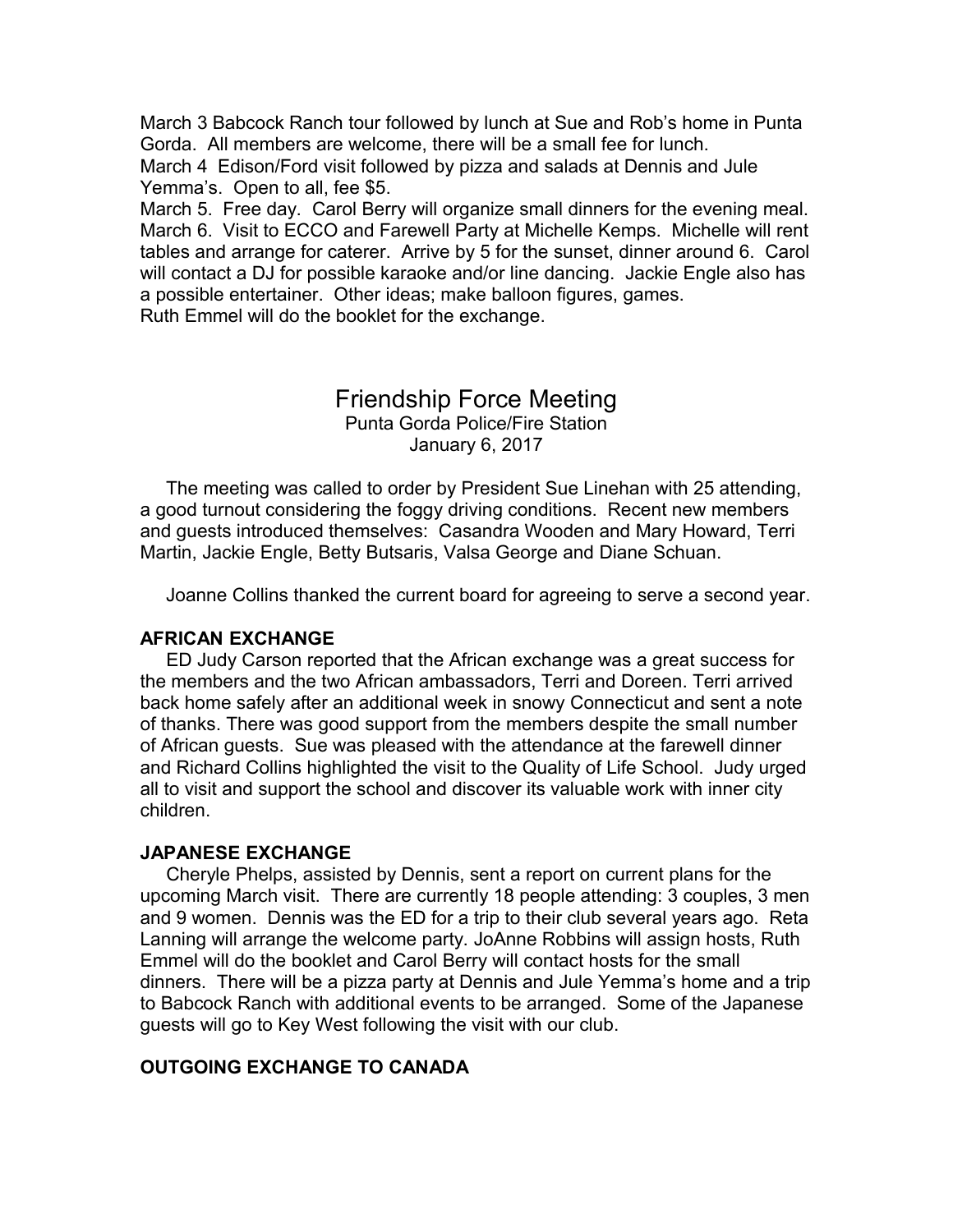March 3 Babcock Ranch tour followed by lunch at Sue and Rob's home in Punta Gorda. All members are welcome, there will be a small fee for lunch.
March 4 Edison/Ford visit followed by pizza and salads at Dennis and Jule Yemma's. Open to all, fee $5.
March 5. Free day. Carol Berry will organize small dinners for the evening meal.
March 6. Visit to ECCO and Farewell Party at Michelle Kemps. Michelle will rent tables and arrange for caterer. Arrive by 5 for the sunset, dinner around 6. Carol will contact a DJ for possible karaoke and/or line dancing. Jackie Engle also has a possible entertainer. Other ideas; make balloon figures, games.
Ruth Emmel will do the booklet for the exchange.

# Friendship Force Meeting

Punta Gorda Police/Fire Station
January 6, 2017

The meeting was called to order by President Sue Linehan with 25 attending, a good turnout considering the foggy driving conditions. Recent new members and guests introduced themselves: Casandra Wooden and Mary Howard, Terri Martin, Jackie Engle, Betty Butsaris, Valsa George and Diane Schuan.

Joanne Collins thanked the current board for agreeing to serve a second year.

**AFRICAN EXCHANGE**

ED Judy Carson reported that the African exchange was a great success for the members and the two African ambassadors, Terri and Doreen. Terri arrived back home safely after an additional week in snowy Connecticut and sent a note of thanks. There was good support from the members despite the small number of African guests. Sue was pleased with the attendance at the farewell dinner and Richard Collins highlighted the visit to the Quality of Life School. Judy urged all to visit and support the school and discover its valuable work with inner city children.

**JAPANESE EXCHANGE**

Cheryle Phelps, assisted by Dennis, sent a report on current plans for the upcoming March visit. There are currently 18 people attending: 3 couples, 3 men and 9 women. Dennis was the ED for a trip to their club several years ago. Reta Lanning will arrange the welcome party. JoAnne Robbins will assign hosts, Ruth Emmel will do the booklet and Carol Berry will contact hosts for the small dinners. There will be a pizza party at Dennis and Jule Yemma's home and a trip to Babcock Ranch with additional events to be arranged. Some of the Japanese guests will go to Key West following the visit with our club.

**OUTGOING EXCHANGE TO CANADA**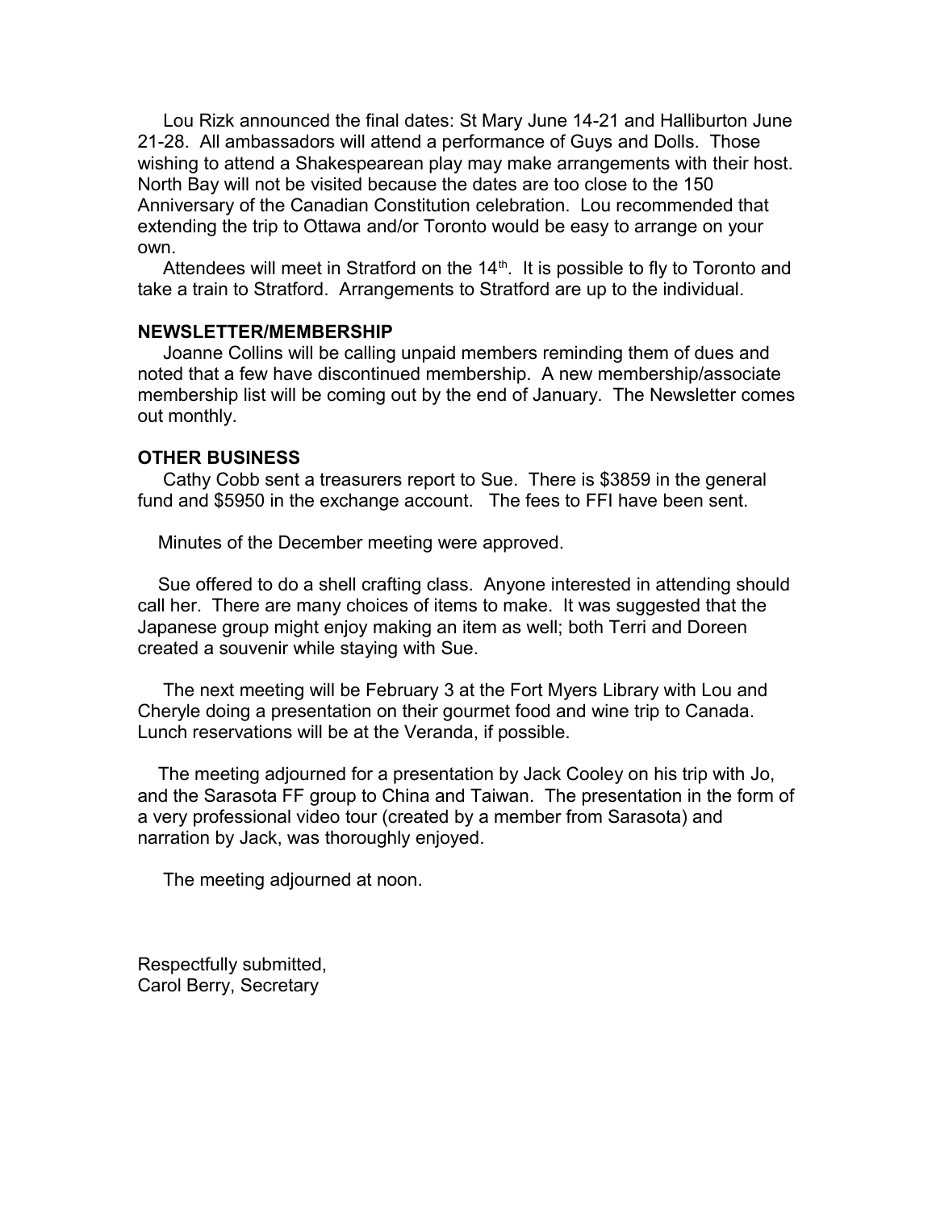Lou Rizk announced the final dates: St Mary June 14-21 and Halliburton June 21-28. All ambassadors will attend a performance of Guys and Dolls. Those wishing to attend a Shakespearean play may make arrangements with their host. North Bay will not be visited because the dates are too close to the 150 Anniversary of the Canadian Constitution celebration. Lou recommended that extending the trip to Ottawa and/or Toronto would be easy to arrange on your own.

Attendees will meet in Stratford on the 14th. It is possible to fly to Toronto and take a train to Stratford. Arrangements to Stratford are up to the individual.

**NEWSLETTER/MEMBERSHIP**

Joanne Collins will be calling unpaid members reminding them of dues and noted that a few have discontinued membership. A new membership/associate membership list will be coming out by the end of January. The Newsletter comes out monthly.

**OTHER BUSINESS**

Cathy Cobb sent a treasurers report to Sue. There is $3859 in the general fund and $5950 in the exchange account. The fees to FFI have been sent.

Minutes of the December meeting were approved.

Sue offered to do a shell crafting class. Anyone interested in attending should call her. There are many choices of items to make. It was suggested that the Japanese group might enjoy making an item as well; both Terri and Doreen created a souvenir while staying with Sue.

The next meeting will be February 3 at the Fort Myers Library with Lou and Cheryle doing a presentation on their gourmet food and wine trip to Canada. Lunch reservations will be at the Veranda, if possible.

The meeting adjourned for a presentation by Jack Cooley on his trip with Jo, and the Sarasota FF group to China and Taiwan. The presentation in the form of a very professional video tour (created by a member from Sarasota) and narration by Jack, was thoroughly enjoyed.

The meeting adjourned at noon.

Respectfully submitted,
Carol Berry, Secretary